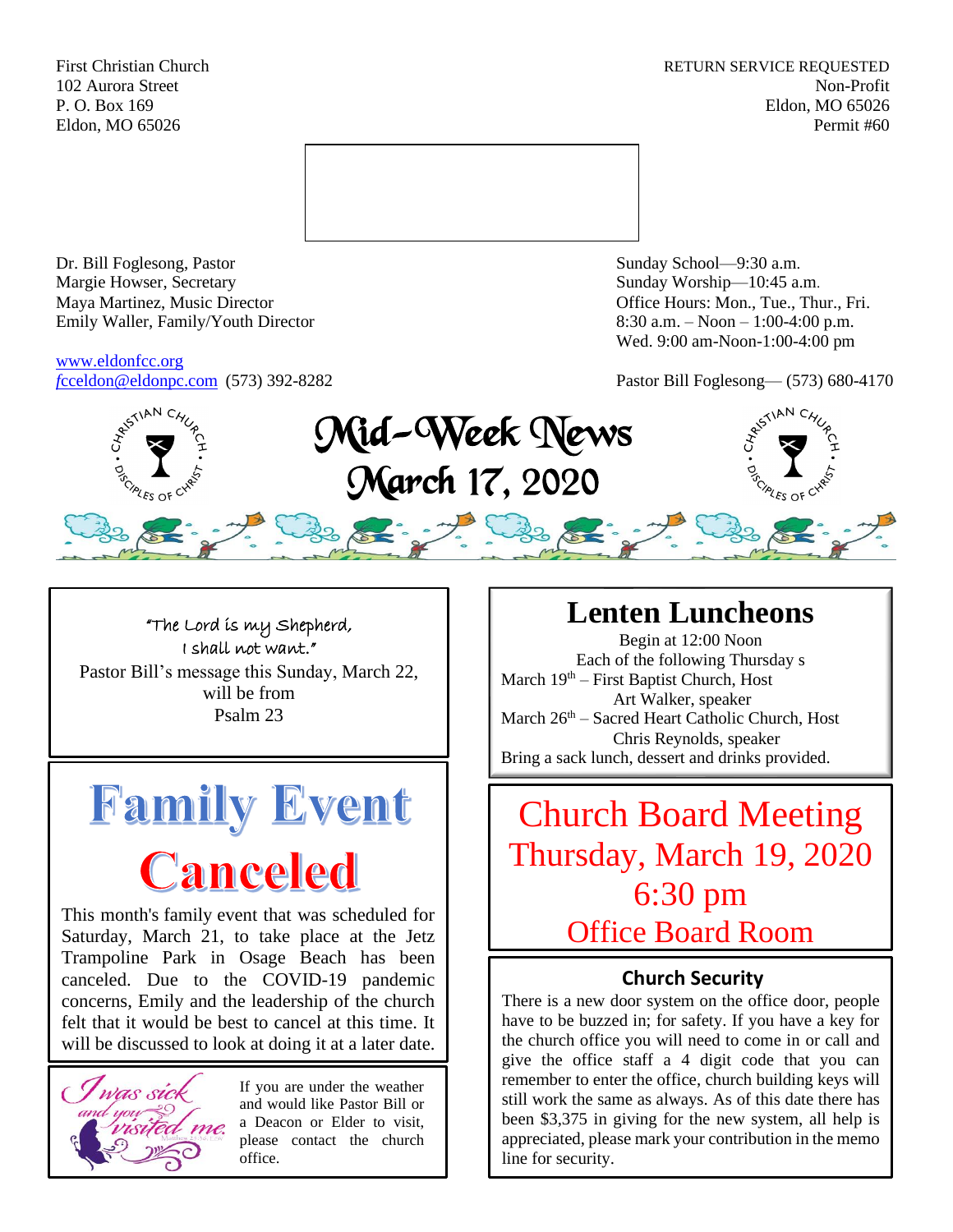First Christian Church
102 Aurora Street
P. O. Box 169
Eldon, MO 65026

RETURN SERVICE REQUESTED
Non-Profit
Eldon, MO 65026
Permit #60

Dr. Bill Foglesong, Pastor
Margie Howser, Secretary
Maya Martinez, Music Director
Emily Waller, Family/Youth Director

www.eldonfcc.org
fcceldon@eldonpc.com (573) 392-8282

Sunday School—9:30 a.m.
Sunday Worship—10:45 a.m.
Office Hours: Mon., Tue., Thur., Fri.
8:30 a.m. – Noon – 1:00-4:00 p.m.
Wed. 9:00 am-Noon-1:00-4:00 pm

Pastor Bill Foglesong— (573) 680-4170

# Mid-Week News
# March 17, 2020

"The Lord is my Shepherd,
I shall not want."
Pastor Bill's message this Sunday, March 22, will be from
Psalm 23

## Family Event Canceled

This month's family event that was scheduled for Saturday, March 21, to take place at the Jetz Trampoline Park in Osage Beach has been canceled. Due to the COVID-19 pandemic concerns, Emily and the leadership of the church felt that it would be best to cancel at this time. It will be discussed to look at doing it at a later date.

*I was sick and you visited me.*

If you are under the weather and would like Pastor Bill or a Deacon or Elder to visit, please contact the church office.

## Lenten Luncheons

Begin at 12:00 Noon
Each of the following Thursday s
March 19th – First Baptist Church, Host
Art Walker, speaker
March 26th – Sacred Heart Catholic Church, Host
Chris Reynolds, speaker
Bring a sack lunch, dessert and drinks provided.

## Church Board Meeting
## Thursday, March 19, 2020
## 6:30 pm
## Office Board Room

### Church Security

There is a new door system on the office door, people have to be buzzed in; for safety. If you have a key for the church office you will need to come in or call and give the office staff a 4 digit code that you can remember to enter the office, church building keys will still work the same as always. As of this date there has been $3,375 in giving for the new system, all help is appreciated, please mark your contribution in the memo line for security.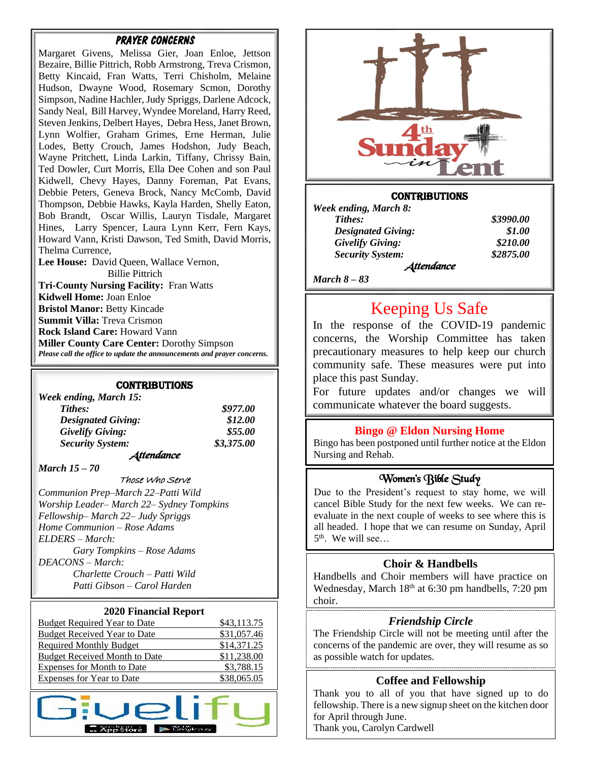## PRAYER CONCERNS

Margaret Givens, Melissa Gier, Joan Enloe, Jettson Bezaire, Billie Pittrich, Robb Armstrong, Treva Crismon, Betty Kincaid, Fran Watts, Terri Chisholm, Melaine Hudson, Dwayne Wood, Rosemary Scmon, Dorothy Simpson, Nadine Hachler, Judy Spriggs, Darlene Adcock, Sandy Neal, Bill Harvey, Wyndee Moreland, Harry Reed, Steven Jenkins, Delbert Hayes, Debra Hess, Janet Brown, Lynn Wolfier, Graham Grimes, Erne Herman, Julie Lodes, Betty Crouch, James Hodshon, Judy Beach, Wayne Pritchett, Linda Larkin, Tiffany, Chrissy Bain, Ted Dowler, Curt Morris, Ella Dee Cohen and son Paul Kidwell, Chevy Hayes, Danny Foreman, Pat Evans, Debbie Peters, Geneva Brock, Nancy McComb, David Thompson, Debbie Hawks, Kayla Harden, Shelly Eaton, Bob Brandt, Oscar Willis, Lauryn Tisdale, Margaret Hines, Larry Spencer, Laura Lynn Kerr, Fern Kays, Howard Vann, Kristi Dawson, Ted Smith, David Morris, Thelma Currence,

**Lee House:** David Queen, Wallace Vernon, Billie Pittrich
**Tri-County Nursing Facility:** Fran Watts
**Kidwell Home:** Joan Enloe
**Bristol Manor:** Betty Kincade
**Summit Villa:** Treva Crismon
**Rock Island Care:** Howard Vann
**Miller County Care Center:** Dorothy Simpson

***Please call the office to update the announcements and prayer concerns.***

## CONTRIBUTIONS

***Week ending, March 15:***

| | |
|---|---|
| ***Tithes:*** | ***$977.00*** |
| ***Designated Giving:*** | ***$12.00*** |
| ***Givelify Giving:*** | ***$55.00*** |
| ***Security System:*** | ***$3,375.00*** |

*Attendance*

***March 15 – 70***

*Those Who Serve*

*Communion Prep–March 22–Patti Wild*
*Worship Leader– March 22– Sydney Tompkins*
*Fellowship– March 22– Judy Spriggs*
*Home Communion – Rose Adams*
*ELDERS – March:*
*Gary Tompkins – Rose Adams*
*DEACONS – March:*
*Charlette Crouch – Patti Wild*
*Patti Gibson – Carol Harden*

## 2020 Financial Report

| | |
|---|---|
| Budget Required Year to Date | $43,113.75 |
| Budget Received Year to Date | $31,057.46 |
| Required Monthly Budget | $14,371.25 |
| Budget Received Month to Date | $11,238.00 |
| Expenses for Month to Date | $3,788.15 |
| Expenses for Year to Date | $38,065.05 |

Givelify

4th Sunday in Lent

## CONTRIBUTIONS

***Week ending, March 8:***

| | |
|---|---|
| ***Tithes:*** | ***$3990.00*** |
| ***Designated Giving:*** | ***$1.00*** |
| ***Givelify Giving:*** | ***$210.00*** |
| ***Security System:*** | ***$2875.00*** |

*Attendance*

***March 8 – 83***

## Keeping Us Safe

In the response of the COVID-19 pandemic concerns, the Worship Committee has taken precautionary measures to help keep our church community safe. These measures were put into place this past Sunday.

For future updates and/or changes we will communicate whatever the board suggests.

## Bingo @ Eldon Nursing Home

Bingo has been postponed until further notice at the Eldon Nursing and Rehab.

## Women's Bible Study

Due to the President's request to stay home, we will cancel Bible Study for the next few weeks. We can re-evaluate in the next couple of weeks to see where this is all headed. I hope that we can resume on Sunday, April 5th. We will see…

## Choir & Handbells

Handbells and Choir members will have practice on Wednesday, March 18th at 6:30 pm handbells, 7:20 pm choir.

## *Friendship Circle*

The Friendship Circle will not be meeting until after the concerns of the pandemic are over, they will resume as so as possible watch for updates.

## Coffee and Fellowship

Thank you to all of you that have signed up to do fellowship. There is a new signup sheet on the kitchen door for April through June.

Thank you, Carolyn Cardwell